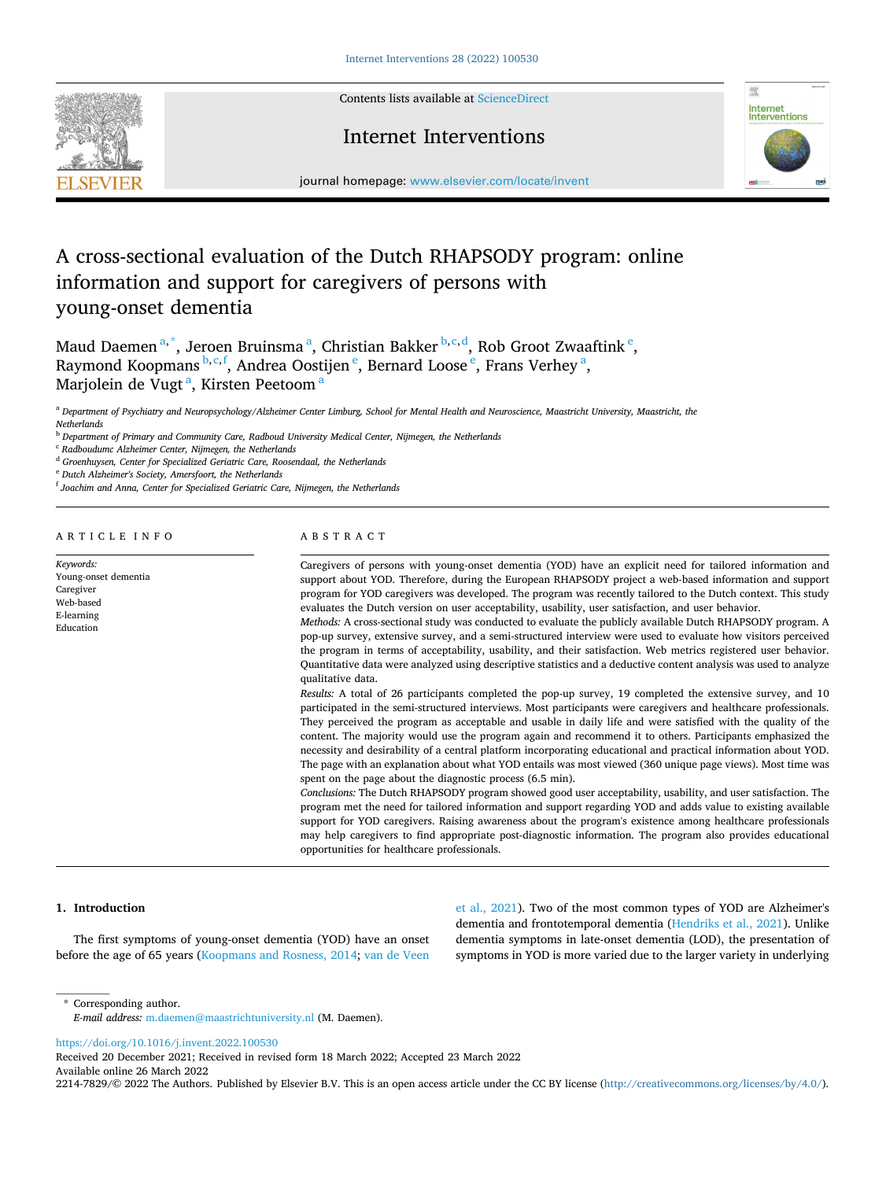# A cross-sectional evaluation of the Dutch RHAPSODY program: online information and support for caregivers of persons with young-onset dementia

Maud Daemen[a,*], Jeroen Bruinsma[a], Christian Bakker[b,c,d], Rob Groot Zwaaftink[e], Raymond Koopmans[b,c,f], Andrea Oostijen[e], Bernard Loose[e], Frans Verhey[a], Marjolein de Vugt[a], Kirsten Peetoom[a]

[a] Department of Psychiatry and Neuropsychology/Alzheimer Center Limburg, School for Mental Health and Neuroscience, Maastricht University, Maastricht, the Netherlands
[b] Department of Primary and Community Care, Radboud University Medical Center, Nijmegen, the Netherlands
[c] Radboudumc Alzheimer Center, Nijmegen, the Netherlands
[d] Groenhuysen, Center for Specialized Geriatric Care, Roosendaal, the Netherlands
[e] Dutch Alzheimer's Society, Amersfoort, the Netherlands
[f] Joachim and Anna, Center for Specialized Geriatric Care, Nijmegen, the Netherlands

## ARTICLE INFO

*Keywords:*
Young-onset dementia
Caregiver
Web-based
E-learning
Education

## ABSTRACT

Caregivers of persons with young-onset dementia (YOD) have an explicit need for tailored information and support about YOD. Therefore, during the European RHAPSODY project a web-based information and support program for YOD caregivers was developed. The program was recently tailored to the Dutch context. This study evaluates the Dutch version on user acceptability, usability, user satisfaction, and user behavior.

*Methods:* A cross-sectional study was conducted to evaluate the publicly available Dutch RHAPSODY program. A pop-up survey, extensive survey, and a semi-structured interview were used to evaluate how visitors perceived the program in terms of acceptability, usability, and their satisfaction. Web metrics registered user behavior. Quantitative data were analyzed using descriptive statistics and a deductive content analysis was used to analyze qualitative data.

*Results:* A total of 26 participants completed the pop-up survey, 19 completed the extensive survey, and 10 participated in the semi-structured interviews. Most participants were caregivers and healthcare professionals. They perceived the program as acceptable and usable in daily life and were satisfied with the quality of the content. The majority would use the program again and recommend it to others. Participants emphasized the necessity and desirability of a central platform incorporating educational and practical information about YOD. The page with an explanation about what YOD entails was most viewed (360 unique page views). Most time was spent on the page about the diagnostic process (6.5 min).

*Conclusions:* The Dutch RHAPSODY program showed good user acceptability, usability, and user satisfaction. The program met the need for tailored information and support regarding YOD and adds value to existing available support for YOD caregivers. Raising awareness about the program's existence among healthcare professionals may help caregivers to find appropriate post-diagnostic information. The program also provides educational opportunities for healthcare professionals.

## 1. Introduction

The first symptoms of young-onset dementia (YOD) have an onset before the age of 65 years (Koopmans and Rosness, 2014; van de Veen et al., 2021). Two of the most common types of YOD are Alzheimer's dementia and frontotemporal dementia (Hendriks et al., 2021). Unlike dementia symptoms in late-onset dementia (LOD), the presentation of symptoms in YOD is more varied due to the larger variety in underlying

\* Corresponding author.
*E-mail address:* m.daemen@maastrichtuniversity.nl (M. Daemen).

https://doi.org/10.1016/j.invent.2022.100530
Received 20 December 2021; Received in revised form 18 March 2022; Accepted 23 March 2022
Available online 26 March 2022
2214-7829/© 2022 The Authors. Published by Elsevier B.V. This is an open access article under the CC BY license (http://creativecommons.org/licenses/by/4.0/).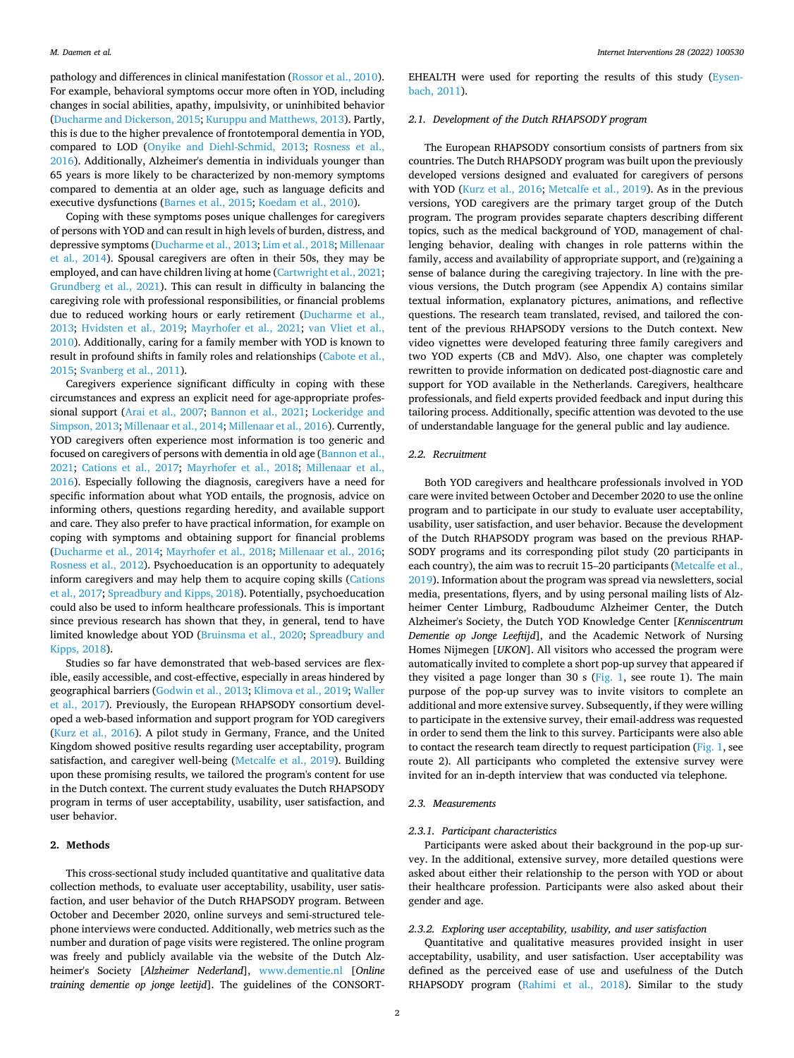pathology and differences in clinical manifestation (Rossor et al., 2010). For example, behavioral symptoms occur more often in YOD, including changes in social abilities, apathy, impulsivity, or uninhibited behavior (Ducharme and Dickerson, 2015; Kuruppu and Matthews, 2013). Partly, this is due to the higher prevalence of frontotemporal dementia in YOD, compared to LOD (Onyike and Diehl-Schmid, 2013; Rosness et al., 2016). Additionally, Alzheimer's dementia in individuals younger than 65 years is more likely to be characterized by non-memory symptoms compared to dementia at an older age, such as language deficits and executive dysfunctions (Barnes et al., 2015; Koedam et al., 2010).

Coping with these symptoms poses unique challenges for caregivers of persons with YOD and can result in high levels of burden, distress, and depressive symptoms (Ducharme et al., 2013; Lim et al., 2018; Millenaar et al., 2014). Spousal caregivers are often in their 50s, they may be employed, and can have children living at home (Cartwright et al., 2021; Grundberg et al., 2021). This can result in difficulty in balancing the caregiving role with professional responsibilities, or financial problems due to reduced working hours or early retirement (Ducharme et al., 2013; Hvidsten et al., 2019; Mayrhofer et al., 2021; van Vliet et al., 2010). Additionally, caring for a family member with YOD is known to result in profound shifts in family roles and relationships (Cabote et al., 2015; Svanberg et al., 2011).

Caregivers experience significant difficulty in coping with these circumstances and express an explicit need for age-appropriate professional support (Arai et al., 2007; Bannon et al., 2021; Lockeridge and Simpson, 2013; Millenaar et al., 2014; Millenaar et al., 2016). Currently, YOD caregivers often experience most information is too generic and focused on caregivers of persons with dementia in old age (Bannon et al., 2021; Cations et al., 2017; Mayrhofer et al., 2018; Millenaar et al., 2016). Especially following the diagnosis, caregivers have a need for specific information about what YOD entails, the prognosis, advice on informing others, questions regarding heredity, and available support and care. They also prefer to have practical information, for example on coping with symptoms and obtaining support for financial problems (Ducharme et al., 2014; Mayrhofer et al., 2018; Millenaar et al., 2016; Rosness et al., 2012). Psychoeducation is an opportunity to adequately inform caregivers and may help them to acquire coping skills (Cations et al., 2017; Spreadbury and Kipps, 2018). Potentially, psychoeducation could also be used to inform healthcare professionals. This is important since previous research has shown that they, in general, tend to have limited knowledge about YOD (Bruinsma et al., 2020; Spreadbury and Kipps, 2018).

Studies so far have demonstrated that web-based services are flexible, easily accessible, and cost-effective, especially in areas hindered by geographical barriers (Godwin et al., 2013; Klimova et al., 2019; Waller et al., 2017). Previously, the European RHAPSODY consortium developed a web-based information and support program for YOD caregivers (Kurz et al., 2016). A pilot study in Germany, France, and the United Kingdom showed positive results regarding user acceptability, program satisfaction, and caregiver well-being (Metcalfe et al., 2019). Building upon these promising results, we tailored the program's content for use in the Dutch context. The current study evaluates the Dutch RHAPSODY program in terms of user acceptability, usability, user satisfaction, and user behavior.

## 2. Methods

This cross-sectional study included quantitative and qualitative data collection methods, to evaluate user acceptability, usability, user satisfaction, and user behavior of the Dutch RHAPSODY program. Between October and December 2020, online surveys and semi-structured telephone interviews were conducted. Additionally, web metrics such as the number and duration of page visits were registered. The online program was freely and publicly available via the website of the Dutch Alzheimer's Society [*Alzheimer Nederland*], www.dementie.nl [*Online training dementie op jonge leetijd*]. The guidelines of the CONSORT-EHEALTH were used for reporting the results of this study (Eysenbach, 2011).

### 2.1. Development of the Dutch RHAPSODY program

The European RHAPSODY consortium consists of partners from six countries. The Dutch RHAPSODY program was built upon the previously developed versions designed and evaluated for caregivers of persons with YOD (Kurz et al., 2016; Metcalfe et al., 2019). As in the previous versions, YOD caregivers are the primary target group of the Dutch program. The program provides separate chapters describing different topics, such as the medical background of YOD, management of challenging behavior, dealing with changes in role patterns within the family, access and availability of appropriate support, and (re)gaining a sense of balance during the caregiving trajectory. In line with the previous versions, the Dutch program (see Appendix A) contains similar textual information, explanatory pictures, animations, and reflective questions. The research team translated, revised, and tailored the content of the previous RHAPSODY versions to the Dutch context. New video vignettes were developed featuring three family caregivers and two YOD experts (CB and MdV). Also, one chapter was completely rewritten to provide information on dedicated post-diagnostic care and support for YOD available in the Netherlands. Caregivers, healthcare professionals, and field experts provided feedback and input during this tailoring process. Additionally, specific attention was devoted to the use of understandable language for the general public and lay audience.

### 2.2. Recruitment

Both YOD caregivers and healthcare professionals involved in YOD care were invited between October and December 2020 to use the online program and to participate in our study to evaluate user acceptability, usability, user satisfaction, and user behavior. Because the development of the Dutch RHAPSODY program was based on the previous RHAPSODY programs and its corresponding pilot study (20 participants in each country), the aim was to recruit 15–20 participants (Metcalfe et al., 2019). Information about the program was spread via newsletters, social media, presentations, flyers, and by using personal mailing lists of Alzheimer Center Limburg, Radboudumc Alzheimer Center, the Dutch Alzheimer's Society, the Dutch YOD Knowledge Center [*Kenniscentrum Dementie op Jonge Leeftijd*], and the Academic Network of Nursing Homes Nijmegen [*UKON*]. All visitors who accessed the program were automatically invited to complete a short pop-up survey that appeared if they visited a page longer than 30 s (Fig. 1, see route 1). The main purpose of the pop-up survey was to invite visitors to complete an additional and more extensive survey. Subsequently, if they were willing to participate in the extensive survey, their email-address was requested in order to send them the link to this survey. Participants were also able to contact the research team directly to request participation (Fig. 1, see route 2). All participants who completed the extensive survey were invited for an in-depth interview that was conducted via telephone.

### 2.3. Measurements

#### 2.3.1. Participant characteristics

Participants were asked about their background in the pop-up survey. In the additional, extensive survey, more detailed questions were asked about either their relationship to the person with YOD or about their healthcare profession. Participants were also asked about their gender and age.

#### 2.3.2. Exploring user acceptability, usability, and user satisfaction

Quantitative and qualitative measures provided insight in user acceptability, usability, and user satisfaction. User acceptability was defined as the perceived ease of use and usefulness of the Dutch RHAPSODY program (Rahimi et al., 2018). Similar to the study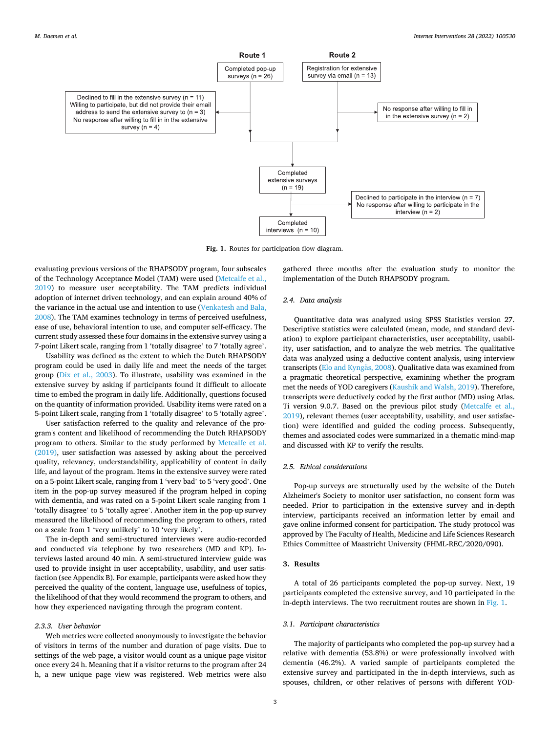Route 1

Completed pop-up surveys (n = 26)

Declined to fill in the extensive survey (n = 11)
Willing to participate, but did not provide their email address to send the extensive survey to (n = 3)
No response after willing to fill in in the extensive survey (n = 4)

Route 2

Registration for extensive survey via email (n = 13)

No response after willing to fill in the extensive survey (n = 2)

Completed extensive surveys (n = 19)

Declined to participate in the interview (n = 7)
No response after willing to participate in the interview (n = 2)

Completed interviews (n = 10)

**Fig. 1.** Routes for participation flow diagram.

evaluating previous versions of the RHAPSODY program, four subscales of the Technology Acceptance Model (TAM) were used (Metcalfe et al., 2019) to measure user acceptability. The TAM predicts individual adoption of internet driven technology, and can explain around 40% of the variance in the actual use and intention to use (Venkatesh and Bala, 2008). The TAM examines technology in terms of perceived usefulness, ease of use, behavioral intention to use, and computer self-efficacy. The current study assessed these four domains in the extensive survey using a 7-point Likert scale, ranging from 1 'totally disagree' to 7 'totally agree'.

Usability was defined as the extent to which the Dutch RHAPSODY program could be used in daily life and meet the needs of the target group (Dix et al., 2003). To illustrate, usability was examined in the extensive survey by asking if participants found it difficult to allocate time to embed the program in daily life. Additionally, questions focused on the quantity of information provided. Usability items were rated on a 5-point Likert scale, ranging from 1 'totally disagree' to 5 'totally agree'.

User satisfaction referred to the quality and relevance of the program's content and likelihood of recommending the Dutch RHAPSODY program to others. Similar to the study performed by Metcalfe et al. (2019), user satisfaction was assessed by asking about the perceived quality, relevancy, understandability, applicability of content in daily life, and layout of the program. Items in the extensive survey were rated on a 5-point Likert scale, ranging from 1 'very bad' to 5 'very good'. One item in the pop-up survey measured if the program helped in coping with dementia, and was rated on a 5-point Likert scale ranging from 1 'totally disagree' to 5 'totally agree'. Another item in the pop-up survey measured the likelihood of recommending the program to others, rated on a scale from 1 'very unlikely' to 10 'very likely'.

The in-depth and semi-structured interviews were audio-recorded and conducted via telephone by two researchers (MD and KP). Interviews lasted around 40 min. A semi-structured interview guide was used to provide insight in user acceptability, usability, and user satisfaction (see Appendix B). For example, participants were asked how they perceived the quality of the content, language use, usefulness of topics, the likelihood of that they would recommend the program to others, and how they experienced navigating through the program content.

#### 2.3.3. User behavior

Web metrics were collected anonymously to investigate the behavior of visitors in terms of the number and duration of page visits. Due to settings of the web page, a visitor would count as a unique page visitor once every 24 h. Meaning that if a visitor returns to the program after 24 h, a new unique page view was registered. Web metrics were also gathered three months after the evaluation study to monitor the implementation of the Dutch RHAPSODY program.

### 2.4. Data analysis

Quantitative data was analyzed using SPSS Statistics version 27. Descriptive statistics were calculated (mean, mode, and standard deviation) to explore participant characteristics, user acceptability, usability, user satisfaction, and to analyze the web metrics. The qualitative data was analyzed using a deductive content analysis, using interview transcripts (Elo and Kyngäs, 2008). Qualitative data was examined from a pragmatic theoretical perspective, examining whether the program met the needs of YOD caregivers (Kaushik and Walsh, 2019). Therefore, transcripts were deductively coded by the first author (MD) using Atlas. Ti version 9.0.7. Based on the previous pilot study (Metcalfe et al., 2019), relevant themes (user acceptability, usability, and user satisfaction) were identified and guided the coding process. Subsequently, themes and associated codes were summarized in a thematic mind-map and discussed with KP to verify the results.

### 2.5. Ethical considerations

Pop-up surveys are structurally used by the website of the Dutch Alzheimer's Society to monitor user satisfaction, no consent form was needed. Prior to participation in the extensive survey and in-depth interview, participants received an information letter by email and gave online informed consent for participation. The study protocol was approved by The Faculty of Health, Medicine and Life Sciences Research Ethics Committee of Maastricht University (FHML-REC/2020/090).

## 3. Results

A total of 26 participants completed the pop-up survey. Next, 19 participants completed the extensive survey, and 10 participated in the in-depth interviews. The two recruitment routes are shown in Fig. 1.

### 3.1. Participant characteristics

The majority of participants who completed the pop-up survey had a relative with dementia (53.8%) or were professionally involved with dementia (46.2%). A varied sample of participants completed the extensive survey and participated in the in-depth interviews, such as spouses, children, or other relatives of persons with different YOD-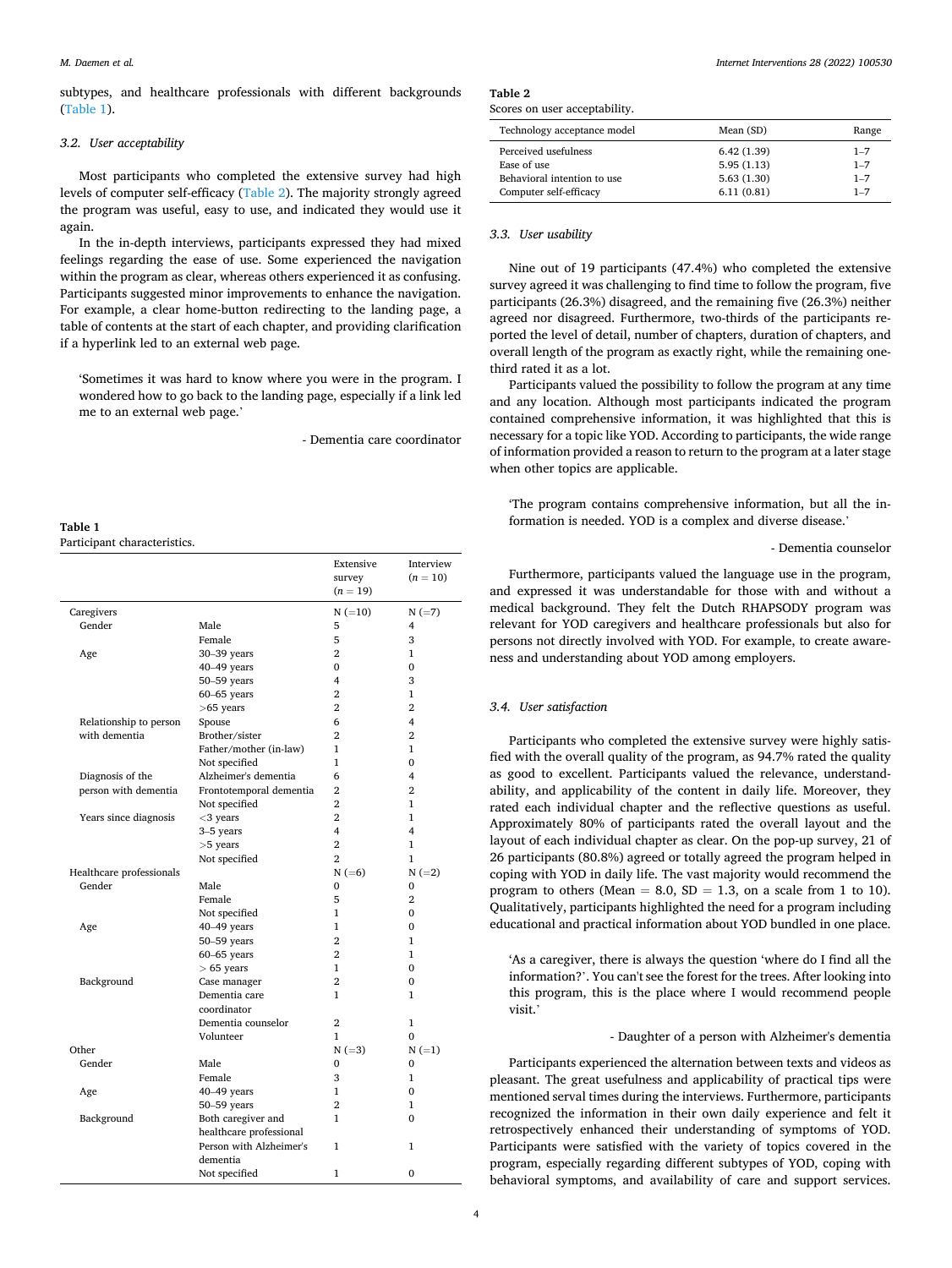subtypes, and healthcare professionals with different backgrounds (Table 1).

### 3.2. User acceptability

Most participants who completed the extensive survey had high levels of computer self-efficacy (Table 2). The majority strongly agreed the program was useful, easy to use, and indicated they would use it again.

In the in-depth interviews, participants expressed they had mixed feelings regarding the ease of use. Some experienced the navigation within the program as clear, whereas others experienced it as confusing. Participants suggested minor improvements to enhance the navigation. For example, a clear home-button redirecting to the landing page, a table of contents at the start of each chapter, and providing clarification if a hyperlink led to an external web page.

> 'Sometimes it was hard to know where you were in the program. I wondered how to go back to the landing page, especially if a link led me to an external web page.'
>
> - Dementia care coordinator

**Table 1**
Participant characteristics.

| | | Extensive survey ($n$ = 19) | Interview ($n$ = 10) |
|---|---|---|---|
| Caregivers | | N (=10) | N (=7) |
| Gender | Male | 5 | 4 |
| | Female | 5 | 3 |
| Age | 30–39 years | 2 | 1 |
| | 40–49 years | 0 | 0 |
| | 50–59 years | 4 | 3 |
| | 60–65 years | 2 | 1 |
| | >65 years | 2 | 2 |
| Relationship to person with dementia | Spouse | 6 | 4 |
| | Brother/sister | 2 | 2 |
| | Father/mother (in-law) | 1 | 1 |
| | Not specified | 1 | 0 |
| Diagnosis of the person with dementia | Alzheimer's dementia | 6 | 4 |
| | Frontotemporal dementia | 2 | 2 |
| | Not specified | 2 | 1 |
| Years since diagnosis | <3 years | 2 | 1 |
| | 3–5 years | 4 | 4 |
| | >5 years | 2 | 1 |
| | Not specified | 2 | 1 |
| Healthcare professionals | | N (=6) | N (=2) |
| Gender | Male | 0 | 0 |
| | Female | 5 | 2 |
| | Not specified | 1 | 0 |
| Age | 40–49 years | 1 | 0 |
| | 50–59 years | 2 | 1 |
| | 60–65 years | 2 | 1 |
| | > 65 years | 1 | 0 |
| Background | Case manager | 2 | 0 |
| | Dementia care coordinator | 1 | 1 |
| | Dementia counselor | 2 | 1 |
| | Volunteer | 1 | 0 |
| Other | | N (=3) | N (=1) |
| Gender | Male | 0 | 0 |
| | Female | 3 | 1 |
| Age | 40–49 years | 1 | 0 |
| | 50–59 years | 2 | 1 |
| Background | Both caregiver and healthcare professional | 1 | 0 |
| | Person with Alzheimer's dementia | 1 | 1 |
| | Not specified | 1 | 0 |

**Table 2**
Scores on user acceptability.

| Technology acceptance model | Mean (SD) | Range |
|---|---|---|
| Perceived usefulness | 6.42 (1.39) | 1–7 |
| Ease of use | 5.95 (1.13) | 1–7 |
| Behavioral intention to use | 5.63 (1.30) | 1–7 |
| Computer self-efficacy | 6.11 (0.81) | 1–7 |

### 3.3. User usability

Nine out of 19 participants (47.4%) who completed the extensive survey agreed it was challenging to find time to follow the program, five participants (26.3%) disagreed, and the remaining five (26.3%) neither agreed nor disagreed. Furthermore, two-thirds of the participants reported the level of detail, number of chapters, duration of chapters, and overall length of the program as exactly right, while the remaining one-third rated it as a lot.

Participants valued the possibility to follow the program at any time and any location. Although most participants indicated the program contained comprehensive information, it was highlighted that this is necessary for a topic like YOD. According to participants, the wide range of information provided a reason to return to the program at a later stage when other topics are applicable.

> 'The program contains comprehensive information, but all the information is needed. YOD is a complex and diverse disease.'
>
> - Dementia counselor

Furthermore, participants valued the language use in the program, and expressed it was understandable for those with and without a medical background. They felt the Dutch RHAPSODY program was relevant for YOD caregivers and healthcare professionals but also for persons not directly involved with YOD. For example, to create awareness and understanding about YOD among employers.

### 3.4. User satisfaction

Participants who completed the extensive survey were highly satisfied with the overall quality of the program, as 94.7% rated the quality as good to excellent. Participants valued the relevance, understandability, and applicability of the content in daily life. Moreover, they rated each individual chapter and the reflective questions as useful. Approximately 80% of participants rated the overall layout and the layout of each individual chapter as clear. On the pop-up survey, 21 of 26 participants (80.8%) agreed or totally agreed the program helped in coping with YOD in daily life. The vast majority would recommend the program to others (Mean = 8.0, SD = 1.3, on a scale from 1 to 10). Qualitatively, participants highlighted the need for a program including educational and practical information about YOD bundled in one place.

> 'As a caregiver, there is always the question 'where do I find all the information?'. You can't see the forest for the trees. After looking into this program, this is the place where I would recommend people visit.'
>
> - Daughter of a person with Alzheimer's dementia

Participants experienced the alternation between texts and videos as pleasant. The great usefulness and applicability of practical tips were mentioned serval times during the interviews. Furthermore, participants recognized the information in their own daily experience and felt it retrospectively enhanced their understanding of symptoms of YOD. Participants were satisfied with the variety of topics covered in the program, especially regarding different subtypes of YOD, coping with behavioral symptoms, and availability of care and support services.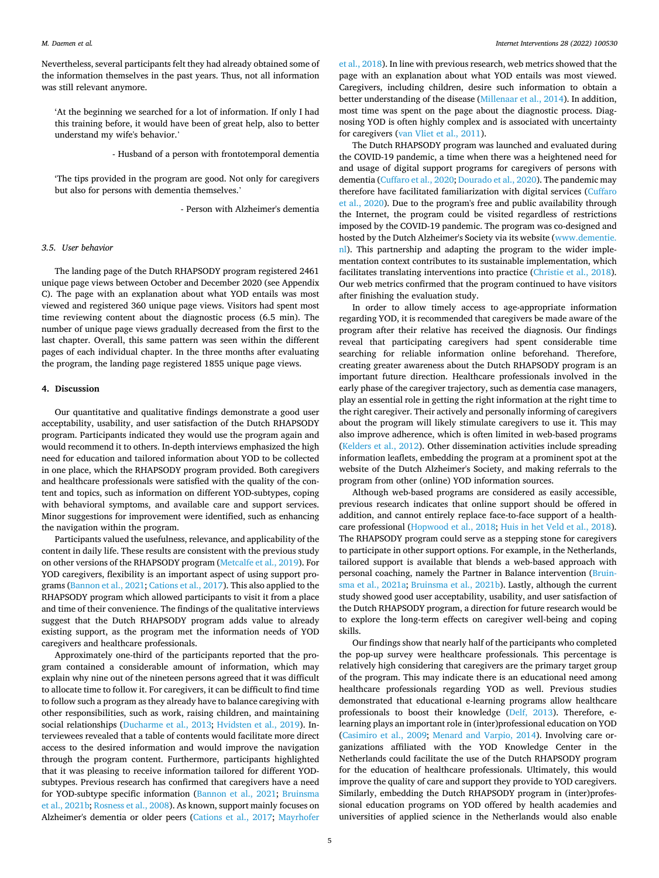Nevertheless, several participants felt they had already obtained some of the information themselves in the past years. Thus, not all information was still relevant anymore.

> 'At the beginning we searched for a lot of information. If only I had this training before, it would have been of great help, also to better understand my wife's behavior.'
>
> - Husband of a person with frontotemporal dementia

> 'The tips provided in the program are good. Not only for caregivers but also for persons with dementia themselves.'
>
> - Person with Alzheimer's dementia

### 3.5. User behavior

The landing page of the Dutch RHAPSODY program registered 2461 unique page views between October and December 2020 (see Appendix C). The page with an explanation about what YOD entails was most viewed and registered 360 unique page views. Visitors had spent most time reviewing content about the diagnostic process (6.5 min). The number of unique page views gradually decreased from the first to the last chapter. Overall, this same pattern was seen within the different pages of each individual chapter. In the three months after evaluating the program, the landing page registered 1855 unique page views.

## 4. Discussion

Our quantitative and qualitative findings demonstrate a good user acceptability, usability, and user satisfaction of the Dutch RHAPSODY program. Participants indicated they would use the program again and would recommend it to others. In-depth interviews emphasized the high need for education and tailored information about YOD to be collected in one place, which the RHAPSODY program provided. Both caregivers and healthcare professionals were satisfied with the quality of the content and topics, such as information on different YOD-subtypes, coping with behavioral symptoms, and available care and support services. Minor suggestions for improvement were identified, such as enhancing the navigation within the program.

Participants valued the usefulness, relevance, and applicability of the content in daily life. These results are consistent with the previous study on other versions of the RHAPSODY program (Metcalfe et al., 2019). For YOD caregivers, flexibility is an important aspect of using support programs (Bannon et al., 2021; Cations et al., 2017). This also applied to the RHAPSODY program which allowed participants to visit it from a place and time of their convenience. The findings of the qualitative interviews suggest that the Dutch RHAPSODY program adds value to already existing support, as the program met the information needs of YOD caregivers and healthcare professionals.

Approximately one-third of the participants reported that the program contained a considerable amount of information, which may explain why nine out of the nineteen persons agreed that it was difficult to allocate time to follow it. For caregivers, it can be difficult to find time to follow such a program as they already have to balance caregiving with other responsibilities, such as work, raising children, and maintaining social relationships (Ducharme et al., 2013; Hvidsten et al., 2019). Interviewees revealed that a table of contents would facilitate more direct access to the desired information and would improve the navigation through the program content. Furthermore, participants highlighted that it was pleasing to receive information tailored for different YOD-subtypes. Previous research has confirmed that caregivers have a need for YOD-subtype specific information (Bannon et al., 2021; Bruinsma et al., 2021b; Rosness et al., 2008). As known, support mainly focuses on Alzheimer's dementia or older peers (Cations et al., 2017; Mayrhofer et al., 2018). In line with previous research, web metrics showed that the page with an explanation about what YOD entails was most viewed. Caregivers, including children, desire such information to obtain a better understanding of the disease (Millenaar et al., 2014). In addition, most time was spent on the page about the diagnostic process. Diagnosing YOD is often highly complex and is associated with uncertainty for caregivers (van Vliet et al., 2011).

The Dutch RHAPSODY program was launched and evaluated during the COVID-19 pandemic, a time when there was a heightened need for and usage of digital support programs for caregivers of persons with dementia (Cuffaro et al., 2020; Dourado et al., 2020). The pandemic may therefore have facilitated familiarization with digital services (Cuffaro et al., 2020). Due to the program's free and public availability through the Internet, the program could be visited regardless of restrictions imposed by the COVID-19 pandemic. The program was co-designed and hosted by the Dutch Alzheimer's Society via its website (www.dementie.nl). This partnership and adapting the program to the wider implementation context contributes to its sustainable implementation, which facilitates translating interventions into practice (Christie et al., 2018). Our web metrics confirmed that the program continued to have visitors after finishing the evaluation study.

In order to allow timely access to age-appropriate information regarding YOD, it is recommended that caregivers be made aware of the program after their relative has received the diagnosis. Our findings reveal that participating caregivers had spent considerable time searching for reliable information online beforehand. Therefore, creating greater awareness about the Dutch RHAPSODY program is an important future direction. Healthcare professionals involved in the early phase of the caregiver trajectory, such as dementia case managers, play an essential role in getting the right information at the right time to the right caregiver. Their actively and personally informing of caregivers about the program will likely stimulate caregivers to use it. This may also improve adherence, which is often limited in web-based programs (Kelders et al., 2012). Other dissemination activities include spreading information leaflets, embedding the program at a prominent spot at the website of the Dutch Alzheimer's Society, and making referrals to the program from other (online) YOD information sources.

Although web-based programs are considered as easily accessible, previous research indicates that online support should be offered in addition, and cannot entirely replace face-to-face support of a healthcare professional (Hopwood et al., 2018; Huis in het Veld et al., 2018). The RHAPSODY program could serve as a stepping stone for caregivers to participate in other support options. For example, in the Netherlands, tailored support is available that blends a web-based approach with personal coaching, namely the Partner in Balance intervention (Bruinsma et al., 2021a; Bruinsma et al., 2021b). Lastly, although the current study showed good user acceptability, usability, and user satisfaction of the Dutch RHAPSODY program, a direction for future research would be to explore the long-term effects on caregiver well-being and coping skills.

Our findings show that nearly half of the participants who completed the pop-up survey were healthcare professionals. This percentage is relatively high considering that caregivers are the primary target group of the program. This may indicate there is an educational need among healthcare professionals regarding YOD as well. Previous studies demonstrated that educational e-learning programs allow healthcare professionals to boost their knowledge (Delf, 2013). Therefore, e-learning plays an important role in (inter)professional education on YOD (Casimiro et al., 2009; Menard and Varpio, 2014). Involving care organizations affiliated with the YOD Knowledge Center in the Netherlands could facilitate the use of the Dutch RHAPSODY program for the education of healthcare professionals. Ultimately, this would improve the quality of care and support they provide to YOD caregivers. Similarly, embedding the Dutch RHAPSODY program in (inter)professional education programs on YOD offered by health academies and universities of applied science in the Netherlands would also enable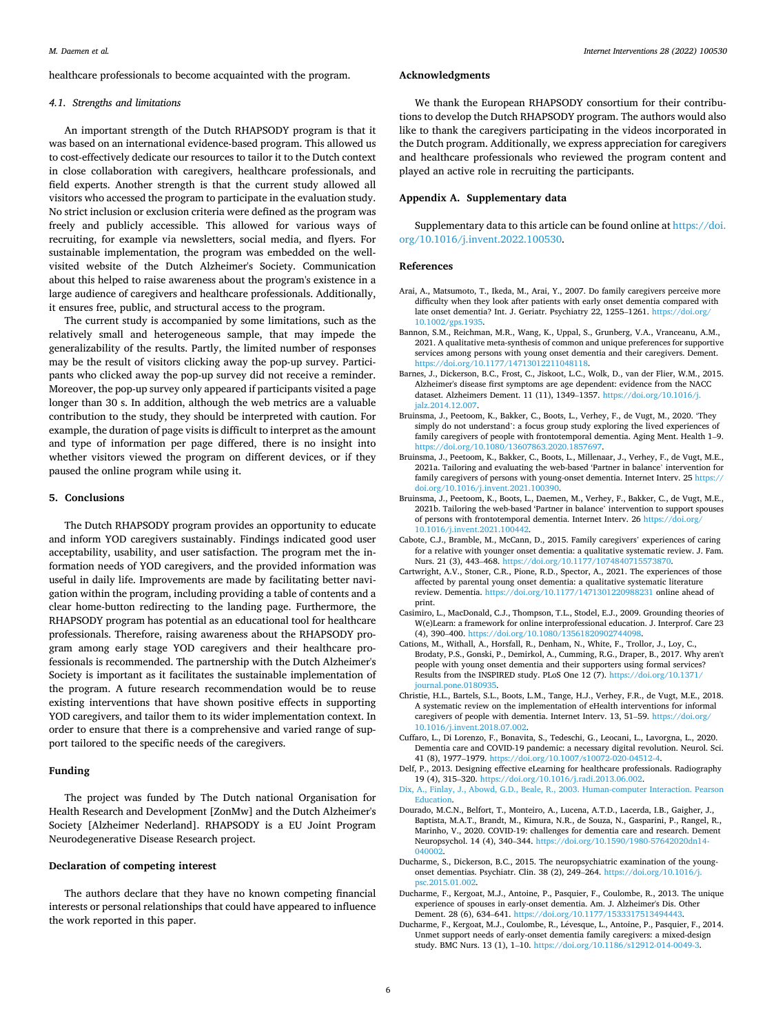healthcare professionals to become acquainted with the program.

### 4.1. Strengths and limitations

An important strength of the Dutch RHAPSODY program is that it was based on an international evidence-based program. This allowed us to cost-effectively dedicate our resources to tailor it to the Dutch context in close collaboration with caregivers, healthcare professionals, and field experts. Another strength is that the current study allowed all visitors who accessed the program to participate in the evaluation study. No strict inclusion or exclusion criteria were defined as the program was freely and publicly accessible. This allowed for various ways of recruiting, for example via newsletters, social media, and flyers. For sustainable implementation, the program was embedded on the well-visited website of the Dutch Alzheimer's Society. Communication about this helped to raise awareness about the program's existence in a large audience of caregivers and healthcare professionals. Additionally, it ensures free, public, and structural access to the program.

The current study is accompanied by some limitations, such as the relatively small and heterogeneous sample, that may impede the generalizability of the results. Partly, the limited number of responses may be the result of visitors clicking away the pop-up survey. Participants who clicked away the pop-up survey did not receive a reminder. Moreover, the pop-up survey only appeared if participants visited a page longer than 30 s. In addition, although the web metrics are a valuable contribution to the study, they should be interpreted with caution. For example, the duration of page visits is difficult to interpret as the amount and type of information per page differed, there is no insight into whether visitors viewed the program on different devices, or if they paused the online program while using it.

## 5. Conclusions

The Dutch RHAPSODY program provides an opportunity to educate and inform YOD caregivers sustainably. Findings indicated good user acceptability, usability, and user satisfaction. The program met the information needs of YOD caregivers, and the provided information was useful in daily life. Improvements are made by facilitating better navigation within the program, including providing a table of contents and a clear home-button redirecting to the landing page. Furthermore, the RHAPSODY program has potential as an educational tool for healthcare professionals. Therefore, raising awareness about the RHAPSODY program among early stage YOD caregivers and their healthcare professionals is recommended. The partnership with the Dutch Alzheimer's Society is important as it facilitates the sustainable implementation of the program. A future research recommendation would be to reuse existing interventions that have shown positive effects in supporting YOD caregivers, and tailor them to its wider implementation context. In order to ensure that there is a comprehensive and varied range of support tailored to the specific needs of the caregivers.

## Funding

The project was funded by The Dutch national Organisation for Health Research and Development [ZonMw] and the Dutch Alzheimer's Society [Alzheimer Nederland]. RHAPSODY is a EU Joint Program Neurodegenerative Disease Research project.

## Declaration of competing interest

The authors declare that they have no known competing financial interests or personal relationships that could have appeared to influence the work reported in this paper.

## Acknowledgments

We thank the European RHAPSODY consortium for their contributions to develop the Dutch RHAPSODY program. The authors would also like to thank the caregivers participating in the videos incorporated in the Dutch program. Additionally, we express appreciation for caregivers and healthcare professionals who reviewed the program content and played an active role in recruiting the participants.

## Appendix A. Supplementary data

Supplementary data to this article can be found online at https://doi.org/10.1016/j.invent.2022.100530.

## References

Arai, A., Matsumoto, T., Ikeda, M., Arai, Y., 2007. Do family caregivers perceive more difficulty when they look after patients with early onset dementia compared with late onset dementia? Int. J. Geriatr. Psychiatry 22, 1255–1261. https://doi.org/10.1002/gps.1935.

Bannon, S.M., Reichman, M.R., Wang, K., Uppal, S., Grunberg, V.A., Vranceanu, A.M., 2021. A qualitative meta-synthesis of common and unique preferences for supportive services among persons with young onset dementia and their caregivers. Dement. https://doi.org/10.1177/14713012211048118.

Barnes, J., Dickerson, B.C., Frost, C., Jiskoot, L.C., Wolk, D., van der Flier, W.M., 2015. Alzheimer's disease first symptoms are age dependent: evidence from the NACC dataset. Alzheimers Dement. 11 (11), 1349–1357. https://doi.org/10.1016/j.jalz.2014.12.007.

Bruinsma, J., Peetoom, K., Bakker, C., Boots, L., Verhey, F., de Vugt, M., 2020. 'They simply do not understand': a focus group study exploring the lived experiences of family caregivers of people with frontotemporal dementia. Aging Ment. Health 1–9. https://doi.org/10.1080/13607863.2020.1857697.

Bruinsma, J., Peetoom, K., Bakker, C., Boots, L., Millenaar, J., Verhey, F., de Vugt, M.E., 2021a. Tailoring and evaluating the web-based 'Partner in balance' intervention for family caregivers of persons with young-onset dementia. Internet Interv. 25 https://doi.org/10.1016/j.invent.2021.100390.

Bruinsma, J., Peetoom, K., Boots, L., Daemen, M., Verhey, F., Bakker, C., de Vugt, M.E., 2021b. Tailoring the web-based 'Partner in balance' intervention to support spouses of persons with frontotemporal dementia. Internet Interv. 26 https://doi.org/10.1016/j.invent.2021.100442.

Cabote, C.J., Bramble, M., McCann, D., 2015. Family caregivers' experiences of caring for a relative with younger onset dementia: a qualitative systematic review. J. Fam. Nurs. 21 (3), 443–468. https://doi.org/10.1177/1074840715573870.

Cartwright, A.V., Stoner, C.R., Pione, R.D., Spector, A., 2021. The experiences of those affected by parental young onset dementia: a qualitative systematic literature review. Dementia. https://doi.org/10.1177/1471301220988231 online ahead of print.

Casimiro, L., MacDonald, C.J., Thompson, T.L., Stodel, E.J., 2009. Grounding theories of W(e)Learn: a framework for online interprofessional education. J. Interprof. Care 23 (4), 390–400. https://doi.org/10.1080/13561820902744098.

Cations, M., Withall, A., Horsfall, R., Denham, N., White, F., Trollor, J., Loy, C., Brodaty, P.S., Gonski, P., Demirkol, A., Cumming, R.G., Draper, B., 2017. Why aren't people with young onset dementia and their supporters using formal services? Results from the INSPIRED study. PLoS One 12 (7). https://doi.org/10.1371/journal.pone.0180935.

Christie, H.L., Bartels, S.L., Boots, L.M., Tange, H.J., Verhey, F.R., de Vugt, M.E., 2018. A systematic review on the implementation of eHealth interventions for informal caregivers of people with dementia. Internet Interv. 13, 51–59. https://doi.org/10.1016/j.invent.2018.07.002.

Cuffaro, L., Di Lorenzo, F., Bonavita, S., Tedeschi, G., Leocani, L., Lavorgna, L., 2020. Dementia care and COVID-19 pandemic: a necessary digital revolution. Neurol. Sci. 41 (8), 1977–1979. https://doi.org/10.1007/s10072-020-04512-4.

Delf, P., 2013. Designing effective eLearning for healthcare professionals. Radiography 19 (4), 315–320. https://doi.org/10.1016/j.radi.2013.06.002.

Dix, A., Finlay, J., Abowd, G.D., Beale, R., 2003. Human-computer Interaction. Pearson Education.

Dourado, M.C.N., Belfort, T., Monteiro, A., Lucena, A.T.D., Lacerda, I.B., Gaigher, J., Baptista, M.A.T., Brandt, M., Kimura, N.R., de Souza, N., Gasparini, P., Rangel, R., Marinho, V., 2020. COVID-19: challenges for dementia care and research. Dement Neuropsychol. 14 (4), 340–344. https://doi.org/10.1590/1980-57642020dn14-040002.

Ducharme, S., Dickerson, B.C., 2015. The neuropsychiatric examination of the young-onset dementias. Psychiatr. Clin. 38 (2), 249–264. https://doi.org/10.1016/j.psc.2015.01.002.

Ducharme, F., Kergoat, M.J., Antoine, P., Pasquier, F., Coulombe, R., 2013. The unique experience of spouses in early-onset dementia. Am. J. Alzheimer's Dis. Other Dement. 28 (6), 634–641. https://doi.org/10.1177/1533317513494443.

Ducharme, F., Kergoat, M.J., Coulombe, R., Lévesque, L., Antoine, P., Pasquier, F., 2014. Unmet support needs of early-onset dementia family caregivers: a mixed-design study. BMC Nurs. 13 (1), 1–10. https://doi.org/10.1186/s12912-014-0049-3.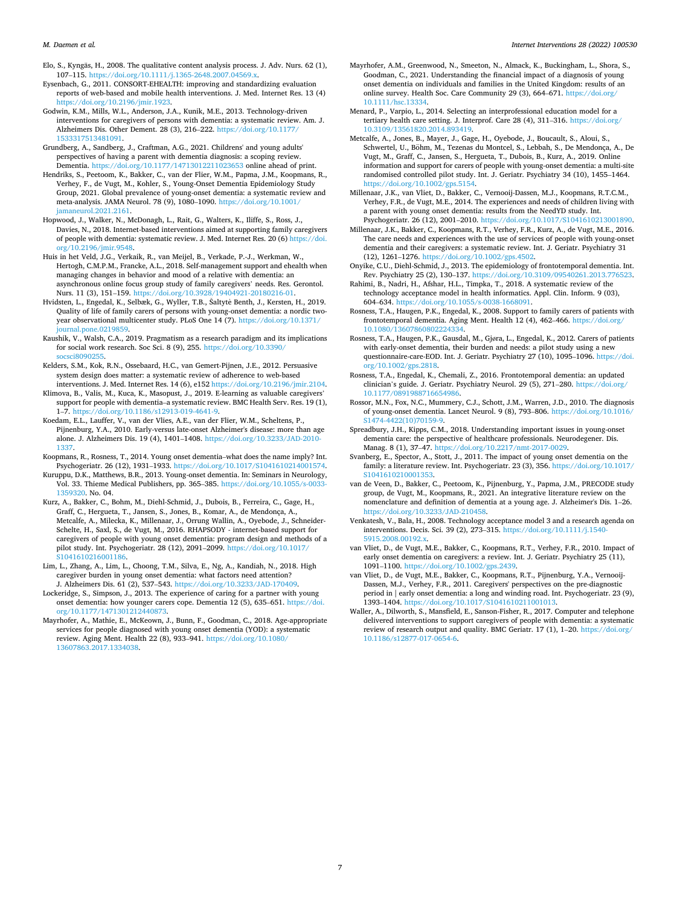Elo, S., Kyngäs, H., 2008. The qualitative content analysis process. J. Adv. Nurs. 62 (1), 107–115. https://doi.org/10.1111/j.1365-2648.2007.04569.x.

Eysenbach, G., 2011. CONSORT-EHEALTH: improving and standardizing evaluation reports of web-based and mobile health interventions. J. Med. Internet Res. 13 (4) https://doi.org/10.2196/jmir.1923.

Godwin, K.M., Mills, W.L., Anderson, J.A., Kunik, M.E., 2013. Technology-driven interventions for caregivers of persons with dementia: a systematic review. Am. J. Alzheimers Dis. Other Dement. 28 (3), 216–222. https://doi.org/10.1177/1533317513481091.

Grundberg, A., Sandberg, J., Craftman, A.G., 2021. Childrens' and young adults' perspectives of having a parent with dementia diagnosis: a scoping review. Dementia. https://doi.org/10.1177/14713012211023653 online ahead of print.

Hendriks, S., Peetoom, K., Bakker, C., van der Flier, W.M., Papma, J.M., Koopmans, R., Verhey, F., de Vugt, M., Kohler, S., Young-Onset Dementia Epidemiology Study Group, 2021. Global prevalence of young-onset dementia: a systematic review and meta-analysis. JAMA Neurol. 78 (9), 1080–1090. https://doi.org/10.1001/jamaneurol.2021.2161.

Hopwood, J., Walker, N., McDonagh, L., Rait, G., Walters, K., Iliffe, S., Ross, J., Davies, N., 2018. Internet-based interventions aimed at supporting family caregivers of people with dementia: systematic review. J. Med. Internet Res. 20 (6) https://doi.org/10.2196/jmir.9548.

Huis in het Veld, J.G., Verkaik, R., van Meijel, B., Verkade, P.-J., Werkman, W., Hertogh, C.M.P.M., Francke, A.L., 2018. Self-management support and ehealth when managing changes in behavior and mood of a relative with dementia: an asynchronous online focus group study of family caregivers' needs. Res. Gerontol. Nurs. 11 (3), 151–159. https://doi.org/10.3928/19404921-20180216-01.

Hvidsten, L., Engedal, K., Selbæk, G., Wyller, T.B., Šaltytė Benth, J., Kersten, H., 2019. Quality of life of family carers of persons with young-onset dementia: a nordic two-year observational multicenter study. PLoS One 14 (7). https://doi.org/10.1371/journal.pone.0219859.

Kaushik, V., Walsh, C.A., 2019. Pragmatism as a research paradigm and its implications for social work research. Soc Sci. 8 (9), 255. https://doi.org/10.3390/socsci8090255.

Kelders, S.M., Kok, R.N., Ossebaard, H.C., van Gemert-Pijnen, J.E., 2012. Persuasive system design does matter: a systematic review of adherence to web-based interventions. J. Med. Internet Res. 14 (6), e152 https://doi.org/10.2196/jmir.2104.

Klimova, B., Valis, M., Kuca, K., Masopust, J., 2019. E-learning as valuable caregivers' support for people with dementia–a systematic review. BMC Health Serv. Res. 19 (1), 1–7. https://doi.org/10.1186/s12913-019-4641-9.

Koedam, E.L., Lauffer, V., van der Vlies, A.E., van der Flier, W.M., Scheltens, P., Pijnenburg, Y.A., 2010. Early-versus late-onset Alzheimer's disease: more than age alone. J. Alzheimers Dis. 19 (4), 1401–1408. https://doi.org/10.3233/JAD-2010-1337.

Koopmans, R., Rosness, T., 2014. Young onset dementia–what does the name imply? Int. Psychogeriatr. 26 (12), 1931–1933. https://doi.org/10.1017/S1041610214001574.

Kuruppu, D.K., Matthews, B.R., 2013. Young-onset dementia. In: Seminars in Neurology, Vol. 33. Thieme Medical Publishers, pp. 365–385. https://doi.org/10.1055/s-0033-1359320. No. 04.

Kurz, A., Bakker, C., Bohm, M., Diehl-Schmid, J., Dubois, B., Ferreira, C., Gage, H., Graff, C., Hergueta, T., Jansen, S., Jones, B., Komar, A., de Mendonça, A., Metcalfe, A., Milecka, K., Millenaar, J., Orrung Wallin, A., Oyebode, J., Schneider-Schelte, H., Saxl, S., de Vugt, M., 2016. RHAPSODY - internet-based support for caregivers of people with young onset dementia: program design and methods of a pilot study. Int. Psychogeriatr. 28 (12), 2091–2099. https://doi.org/10.1017/S1041610216001186.

Lim, L., Zhang, A., Lim, L., Choong, T.M., Silva, E., Ng, A., Kandiah, N., 2018. High caregiver burden in young onset dementia: what factors need attention? J. Alzheimers Dis. 61 (2), 537–543. https://doi.org/10.3233/JAD-170409.

Lockeridge, S., Simpson, J., 2013. The experience of caring for a partner with young onset dementia: how younger carers cope. Dementia 12 (5), 635–651. https://doi.org/10.1177/1471301212440873.

Mayrhofer, A., Mathie, E., McKeown, J., Bunn, F., Goodman, C., 2018. Age-appropriate services for people diagnosed with young onset dementia (YOD): a systematic review. Aging Ment. Health 22 (8), 933–941. https://doi.org/10.1080/13607863.2017.1334038.

Mayrhofer, A.M., Greenwood, N., Smeeton, N., Almack, K., Buckingham, L., Shora, S., Goodman, C., 2021. Understanding the financial impact of a diagnosis of young onset dementia on individuals and families in the United Kingdom: results of an online survey. Health Soc. Care Community 29 (3), 664–671. https://doi.org/10.1111/hsc.13334.

Menard, P., Varpio, L., 2014. Selecting an interprofessional education model for a tertiary health care setting. J. Interprof. Care 28 (4), 311–316. https://doi.org/10.3109/13561820.2014.893419.

Metcalfe, A., Jones, B., Mayer, J., Gage, H., Oyebode, J., Boucault, S., Aloui, S., Schwertel, U., Böhm, M., Tezenas du Montcel, S., Lebbah, S., De Mendonça, A., De Vugt, M., Graff, C., Jansen, S., Hergueta, T., Dubois, B., Kurz, A., 2019. Online information and support for carers of people with young-onset dementia: a multi-site randomised controlled pilot study. Int. J. Geriatr. Psychiatry 34 (10), 1455–1464. https://doi.org/10.1002/gps.5154.

Millenaar, J.K., van Vliet, D., Bakker, C., Vernooij-Dassen, M.J., Koopmans, R.T.C.M., Verhey, F.R., de Vugt, M.E., 2014. The experiences and needs of children living with a parent with young onset dementia: results from the NeedYD study. Int. Psychogeriatr. 26 (12), 2001–2010. https://doi.org/10.1017/S1041610213001890.

Millenaar, J.K., Bakker, C., Koopmans, R.T., Verhey, F.R., Kurz, A., de Vugt, M.E., 2016. The care needs and experiences with the use of services of people with young-onset dementia and their caregivers: a systematic review. Int. J. Geriatr. Psychiatry 31 (12), 1261–1276. https://doi.org/10.1002/gps.4502.

Onyike, C.U., Diehl-Schmid, J., 2013. The epidemiology of frontotemporal dementia. Int. Rev. Psychiatry 25 (2), 130–137. https://doi.org/10.3109/09540261.2013.776523.

Rahimi, B., Nadri, H., Afshar, H.L., Timpka, T., 2018. A systematic review of the technology acceptance model in health informatics. Appl. Clin. Inform. 9 (03), 604–634. https://doi.org/10.1055/s-0038-1668091.

Rosness, T.A., Haugen, P.K., Engedal, K., 2008. Support to family carers of patients with frontotemporal dementia. Aging Ment. Health 12 (4), 462–466. https://doi.org/10.1080/13607860802224334.

Rosness, T.A., Haugen, P.K., Gausdal, M., Gjøra, L., Engedal, K., 2012. Carers of patients with early-onset dementia, their burden and needs: a pilot study using a new questionnaire-care-EOD. Int. J. Geriatr. Psychiatry 27 (10), 1095–1096. https://doi.org/10.1002/gps.2818.

Rosness, T.A., Engedal, K., Chemali, Z., 2016. Frontotemporal dementia: an updated clinician's guide. J. Geriatr. Psychiatry Neurol. 29 (5), 271–280. https://doi.org/10.1177/0891988716654986.

Rossor, M.N., Fox, N.C., Mummery, C.J., Schott, J.M., Warren, J.D., 2010. The diagnosis of young-onset dementia. Lancet Neurol. 9 (8), 793–806. https://doi.org/10.1016/S1474-4422(10)70159-9.

Spreadbury, J.H., Kipps, C.M., 2018. Understanding important issues in young-onset dementia care: the perspective of healthcare professionals. Neurodegener. Dis. Manag. 8 (1), 37–47. https://doi.org/10.2217/nmt-2017-0029.

Svanberg, E., Spector, A., Stott, J., 2011. The impact of young onset dementia on the family: a literature review. Int. Psychogeriatr. 23 (3), 356. https://doi.org/10.1017/S1041610210001353.

van de Veen, D., Bakker, C., Peetoom, K., Pijnenburg, Y., Papma, J.M., PRECODE study group, de Vugt, M., Koopmans, R., 2021. An integrative literature review on the nomenclature and definition of dementia at a young age. J. Alzheimer's Dis. 1–26. https://doi.org/10.3233/JAD-210458.

Venkatesh, V., Bala, H., 2008. Technology acceptance model 3 and a research agenda on interventions. Decis. Sci. 39 (2), 273–315. https://doi.org/10.1111/j.1540-5915.2008.00192.x.

van Vliet, D., de Vugt, M.E., Bakker, C., Koopmans, R.T., Verhey, F.R., 2010. Impact of early onset dementia on caregivers: a review. Int. J. Geriatr. Psychiatry 25 (11), 1091–1100. https://doi.org/10.1002/gps.2439.

van Vliet, D., de Vugt, M.E., Bakker, C., Koopmans, R.T., Pijnenburg, Y.A., Vernooij-Dassen, M.J., Verhey, F.R., 2011. Caregivers' perspectives on the pre-diagnostic period in | early onset dementia: a long and winding road. Int. Psychogeriatr. 23 (9), 1393–1404. https://doi.org/10.1017/S1041610211001013.

Waller, A., Dilworth, S., Mansfield, E., Sanson-Fisher, R., 2017. Computer and telephone delivered interventions to support caregivers of people with dementia: a systematic review of research output and quality. BMC Geriatr. 17 (1), 1–20. https://doi.org/10.1186/s12877-017-0654-6.